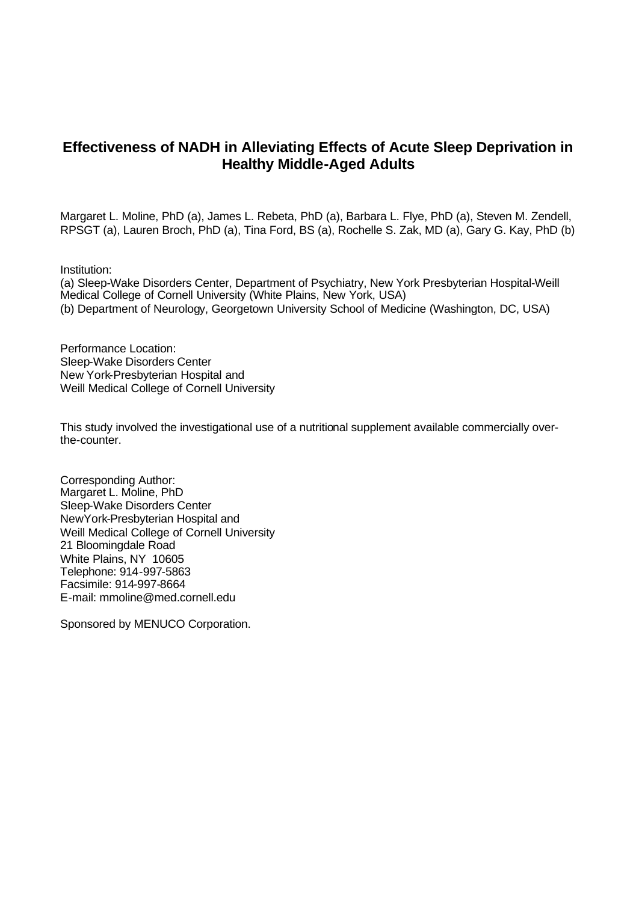# Effectiveness of NADH in Alleviating Effects of Acute Sleep Deprivation in Healthy Middle-Aged Adults

Margaret L. Moline, PhD (a), James L. Rebeta, PhD (a), Barbara L. Flye, PhD (a), Steven M. Zendell, RPSGT (a), Lauren Broch, PhD (a), Tina Ford, BS (a), Rochelle S. Zak, MD (a), Gary G. Kay, PhD (b)

Institution:
(a) Sleep-Wake Disorders Center, Department of Psychiatry, New York Presbyterian Hospital-Weill Medical College of Cornell University (White Plains, New York, USA)
(b) Department of Neurology, Georgetown University School of Medicine (Washington, DC, USA)

Performance Location:
Sleep-Wake Disorders Center
New York-Presbyterian Hospital and
Weill Medical College of Cornell University

This study involved the investigational use of a nutritional supplement available commercially over-the-counter.

Corresponding Author:
Margaret L. Moline, PhD
Sleep-Wake Disorders Center
NewYork-Presbyterian Hospital and
Weill Medical College of Cornell University
21 Bloomingdale Road
White Plains, NY 10605
Telephone: 914-997-5863
Facsimile: 914-997-8664
E-mail: mmoline@med.cornell.edu

Sponsored by MENUCO Corporation.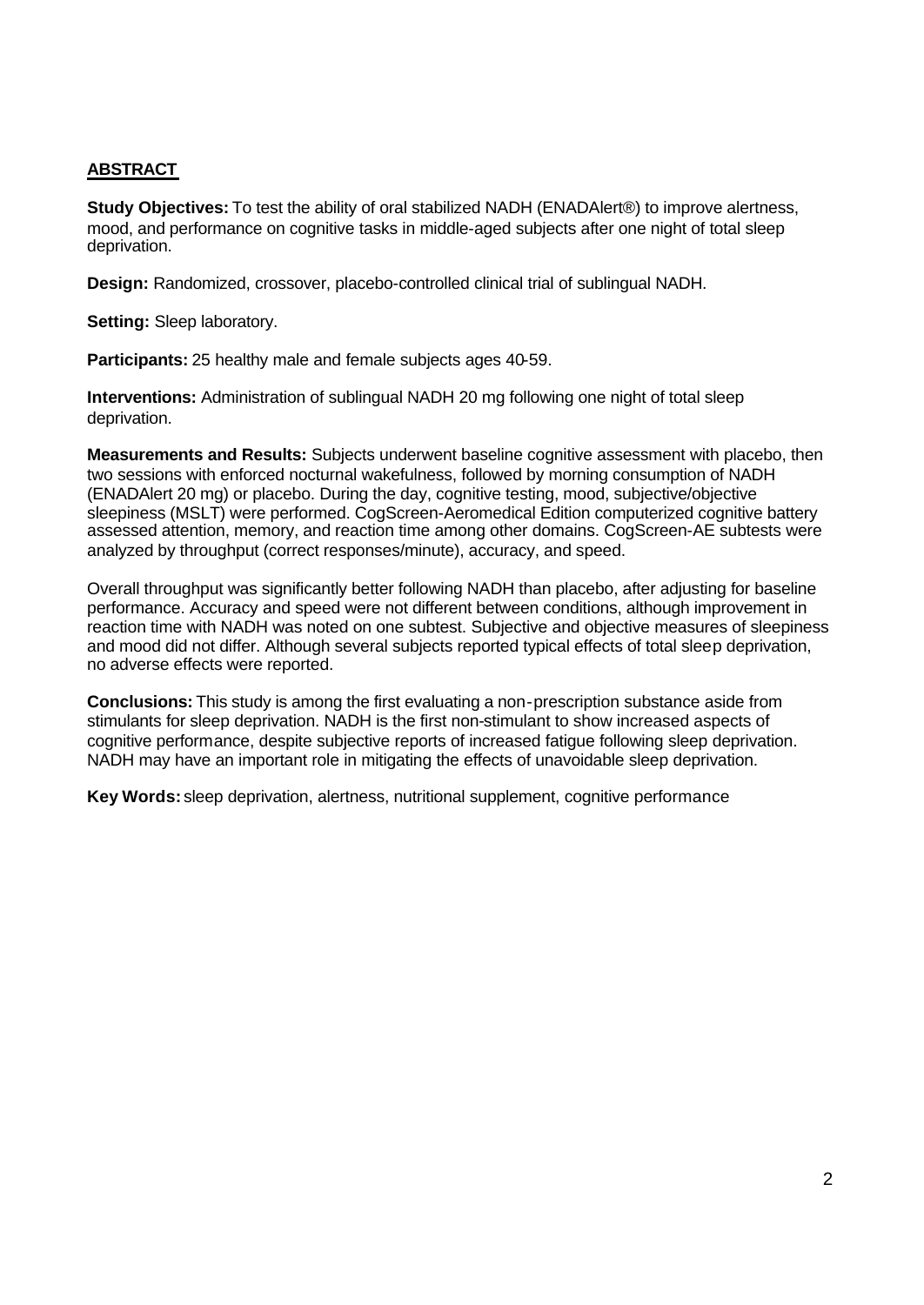## ABSTRACT

**Study Objectives:** To test the ability of oral stabilized NADH (ENADAlert®) to improve alertness, mood, and performance on cognitive tasks in middle-aged subjects after one night of total sleep deprivation.

**Design:** Randomized, crossover, placebo-controlled clinical trial of sublingual NADH.

**Setting:** Sleep laboratory.

**Participants:** 25 healthy male and female subjects ages 40-59.

**Interventions:** Administration of sublingual NADH 20 mg following one night of total sleep deprivation.

**Measurements and Results:** Subjects underwent baseline cognitive assessment with placebo, then two sessions with enforced nocturnal wakefulness, followed by morning consumption of NADH (ENADAlert 20 mg) or placebo. During the day, cognitive testing, mood, subjective/objective sleepiness (MSLT) were performed. CogScreen-Aeromedical Edition computerized cognitive battery assessed attention, memory, and reaction time among other domains. CogScreen-AE subtests were analyzed by throughput (correct responses/minute), accuracy, and speed.

Overall throughput was significantly better following NADH than placebo, after adjusting for baseline performance. Accuracy and speed were not different between conditions, although improvement in reaction time with NADH was noted on one subtest. Subjective and objective measures of sleepiness and mood did not differ. Although several subjects reported typical effects of total sleep deprivation, no adverse effects were reported.

**Conclusions:** This study is among the first evaluating a non-prescription substance aside from stimulants for sleep deprivation. NADH is the first non-stimulant to show increased aspects of cognitive performance, despite subjective reports of increased fatigue following sleep deprivation. NADH may have an important role in mitigating the effects of unavoidable sleep deprivation.

**Key Words:** sleep deprivation, alertness, nutritional supplement, cognitive performance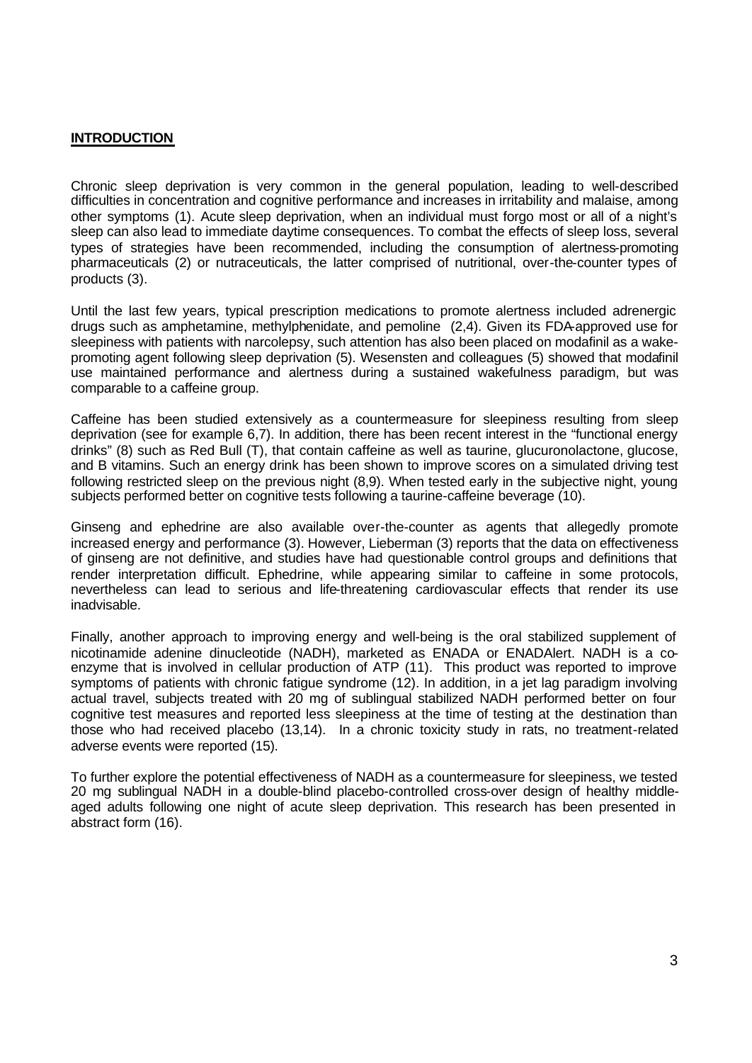## INTRODUCTION

Chronic sleep deprivation is very common in the general population, leading to well-described difficulties in concentration and cognitive performance and increases in irritability and malaise, among other symptoms (1). Acute sleep deprivation, when an individual must forgo most or all of a night's sleep can also lead to immediate daytime consequences. To combat the effects of sleep loss, several types of strategies have been recommended, including the consumption of alertness-promoting pharmaceuticals (2) or nutraceuticals, the latter comprised of nutritional, over-the-counter types of products (3).

Until the last few years, typical prescription medications to promote alertness included adrenergic drugs such as amphetamine, methylphenidate, and pemoline (2,4). Given its FDA-approved use for sleepiness with patients with narcolepsy, such attention has also been placed on modafinil as a wake-promoting agent following sleep deprivation (5). Wesensten and colleagues (5) showed that modafinil use maintained performance and alertness during a sustained wakefulness paradigm, but was comparable to a caffeine group.

Caffeine has been studied extensively as a countermeasure for sleepiness resulting from sleep deprivation (see for example 6,7). In addition, there has been recent interest in the "functional energy drinks" (8) such as Red Bull (T), that contain caffeine as well as taurine, glucuronolactone, glucose, and B vitamins. Such an energy drink has been shown to improve scores on a simulated driving test following restricted sleep on the previous night (8,9). When tested early in the subjective night, young subjects performed better on cognitive tests following a taurine-caffeine beverage (10).

Ginseng and ephedrine are also available over-the-counter as agents that allegedly promote increased energy and performance (3). However, Lieberman (3) reports that the data on effectiveness of ginseng are not definitive, and studies have had questionable control groups and definitions that render interpretation difficult. Ephedrine, while appearing similar to caffeine in some protocols, nevertheless can lead to serious and life-threatening cardiovascular effects that render its use inadvisable.

Finally, another approach to improving energy and well-being is the oral stabilized supplement of nicotinamide adenine dinucleotide (NADH), marketed as ENADA or ENADAlert. NADH is a co-enzyme that is involved in cellular production of ATP (11). This product was reported to improve symptoms of patients with chronic fatigue syndrome (12). In addition, in a jet lag paradigm involving actual travel, subjects treated with 20 mg of sublingual stabilized NADH performed better on four cognitive test measures and reported less sleepiness at the time of testing at the destination than those who had received placebo (13,14). In a chronic toxicity study in rats, no treatment-related adverse events were reported (15).

To further explore the potential effectiveness of NADH as a countermeasure for sleepiness, we tested 20 mg sublingual NADH in a double-blind placebo-controlled cross-over design of healthy middle-aged adults following one night of acute sleep deprivation. This research has been presented in abstract form (16).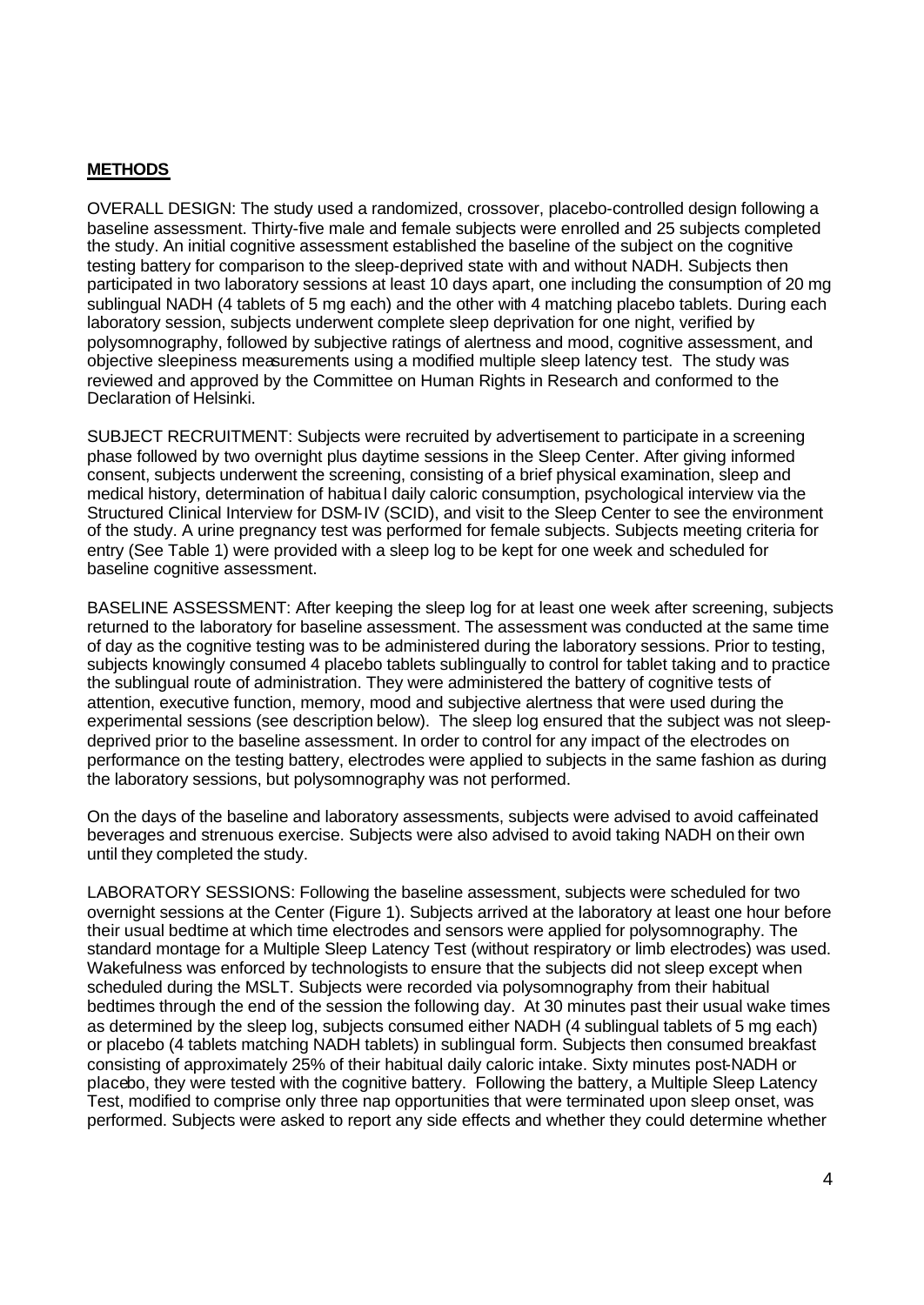## METHODS

OVERALL DESIGN: The study used a randomized, crossover, placebo-controlled design following a baseline assessment. Thirty-five male and female subjects were enrolled and 25 subjects completed the study. An initial cognitive assessment established the baseline of the subject on the cognitive testing battery for comparison to the sleep-deprived state with and without NADH. Subjects then participated in two laboratory sessions at least 10 days apart, one including the consumption of 20 mg sublingual NADH (4 tablets of 5 mg each) and the other with 4 matching placebo tablets. During each laboratory session, subjects underwent complete sleep deprivation for one night, verified by polysomnography, followed by subjective ratings of alertness and mood, cognitive assessment, and objective sleepiness measurements using a modified multiple sleep latency test. The study was reviewed and approved by the Committee on Human Rights in Research and conformed to the Declaration of Helsinki.

SUBJECT RECRUITMENT: Subjects were recruited by advertisement to participate in a screening phase followed by two overnight plus daytime sessions in the Sleep Center. After giving informed consent, subjects underwent the screening, consisting of a brief physical examination, sleep and medical history, determination of habitual daily caloric consumption, psychological interview via the Structured Clinical Interview for DSM-IV (SCID), and visit to the Sleep Center to see the environment of the study. A urine pregnancy test was performed for female subjects. Subjects meeting criteria for entry (See Table 1) were provided with a sleep log to be kept for one week and scheduled for baseline cognitive assessment.

BASELINE ASSESSMENT: After keeping the sleep log for at least one week after screening, subjects returned to the laboratory for baseline assessment. The assessment was conducted at the same time of day as the cognitive testing was to be administered during the laboratory sessions. Prior to testing, subjects knowingly consumed 4 placebo tablets sublingually to control for tablet taking and to practice the sublingual route of administration. They were administered the battery of cognitive tests of attention, executive function, memory, mood and subjective alertness that were used during the experimental sessions (see description below). The sleep log ensured that the subject was not sleep-deprived prior to the baseline assessment. In order to control for any impact of the electrodes on performance on the testing battery, electrodes were applied to subjects in the same fashion as during the laboratory sessions, but polysomnography was not performed.

On the days of the baseline and laboratory assessments, subjects were advised to avoid caffeinated beverages and strenuous exercise. Subjects were also advised to avoid taking NADH on their own until they completed the study.

LABORATORY SESSIONS: Following the baseline assessment, subjects were scheduled for two overnight sessions at the Center (Figure 1). Subjects arrived at the laboratory at least one hour before their usual bedtime at which time electrodes and sensors were applied for polysomnography. The standard montage for a Multiple Sleep Latency Test (without respiratory or limb electrodes) was used. Wakefulness was enforced by technologists to ensure that the subjects did not sleep except when scheduled during the MSLT. Subjects were recorded via polysomnography from their habitual bedtimes through the end of the session the following day. At 30 minutes past their usual wake times as determined by the sleep log, subjects consumed either NADH (4 sublingual tablets of 5 mg each) or placebo (4 tablets matching NADH tablets) in sublingual form. Subjects then consumed breakfast consisting of approximately 25% of their habitual daily caloric intake. Sixty minutes post-NADH or placebo, they were tested with the cognitive battery. Following the battery, a Multiple Sleep Latency Test, modified to comprise only three nap opportunities that were terminated upon sleep onset, was performed. Subjects were asked to report any side effects and whether they could determine whether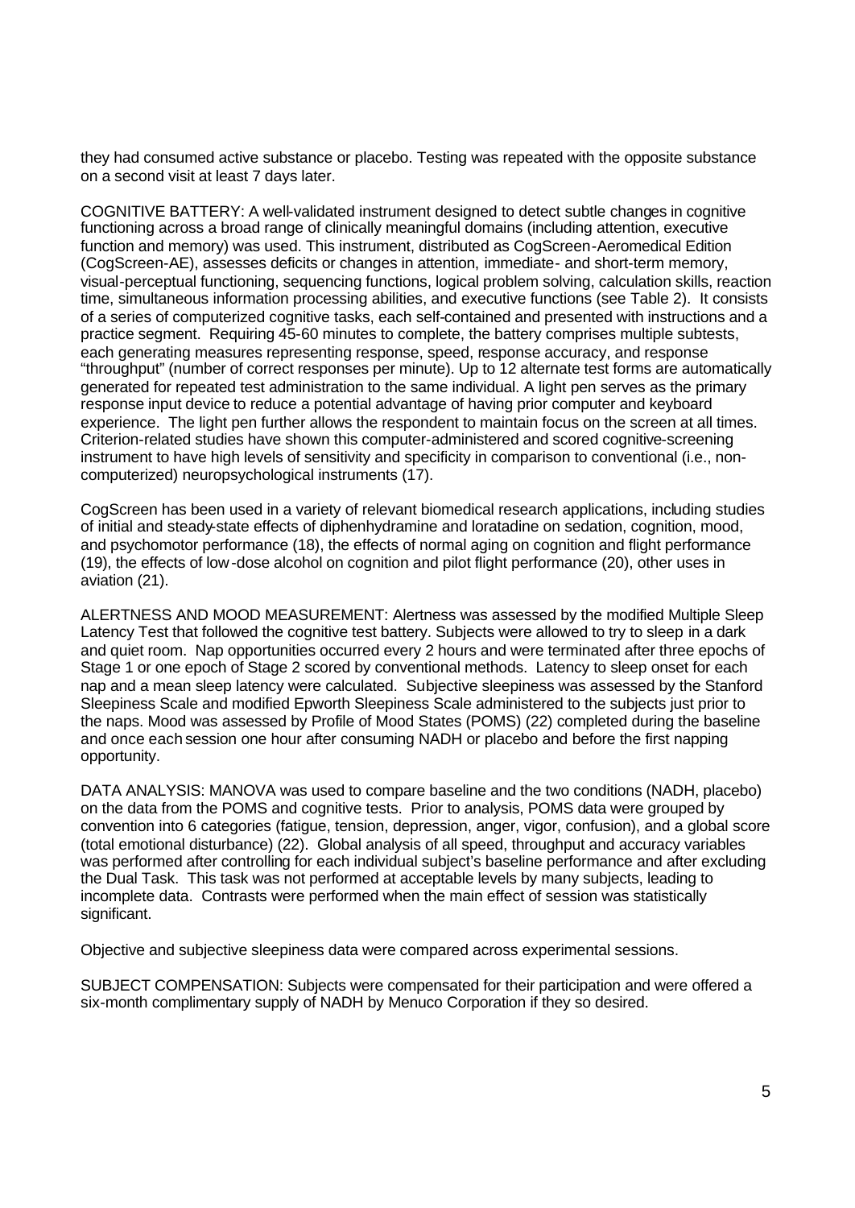they had consumed active substance or placebo. Testing was repeated with the opposite substance on a second visit at least 7 days later.

COGNITIVE BATTERY: A well-validated instrument designed to detect subtle changes in cognitive functioning across a broad range of clinically meaningful domains (including attention, executive function and memory) was used. This instrument, distributed as CogScreen-Aeromedical Edition (CogScreen-AE), assesses deficits or changes in attention, immediate- and short-term memory, visual-perceptual functioning, sequencing functions, logical problem solving, calculation skills, reaction time, simultaneous information processing abilities, and executive functions (see Table 2). It consists of a series of computerized cognitive tasks, each self-contained and presented with instructions and a practice segment. Requiring 45-60 minutes to complete, the battery comprises multiple subtests, each generating measures representing response, speed, response accuracy, and response "throughput" (number of correct responses per minute). Up to 12 alternate test forms are automatically generated for repeated test administration to the same individual. A light pen serves as the primary response input device to reduce a potential advantage of having prior computer and keyboard experience. The light pen further allows the respondent to maintain focus on the screen at all times. Criterion-related studies have shown this computer-administered and scored cognitive-screening instrument to have high levels of sensitivity and specificity in comparison to conventional (i.e., non-computerized) neuropsychological instruments (17).

CogScreen has been used in a variety of relevant biomedical research applications, including studies of initial and steady-state effects of diphenhydramine and loratadine on sedation, cognition, mood, and psychomotor performance (18), the effects of normal aging on cognition and flight performance (19), the effects of low-dose alcohol on cognition and pilot flight performance (20), other uses in aviation (21).

ALERTNESS AND MOOD MEASUREMENT: Alertness was assessed by the modified Multiple Sleep Latency Test that followed the cognitive test battery. Subjects were allowed to try to sleep in a dark and quiet room. Nap opportunities occurred every 2 hours and were terminated after three epochs of Stage 1 or one epoch of Stage 2 scored by conventional methods. Latency to sleep onset for each nap and a mean sleep latency were calculated. Subjective sleepiness was assessed by the Stanford Sleepiness Scale and modified Epworth Sleepiness Scale administered to the subjects just prior to the naps. Mood was assessed by Profile of Mood States (POMS) (22) completed during the baseline and once each session one hour after consuming NADH or placebo and before the first napping opportunity.

DATA ANALYSIS: MANOVA was used to compare baseline and the two conditions (NADH, placebo) on the data from the POMS and cognitive tests. Prior to analysis, POMS data were grouped by convention into 6 categories (fatigue, tension, depression, anger, vigor, confusion), and a global score (total emotional disturbance) (22). Global analysis of all speed, throughput and accuracy variables was performed after controlling for each individual subject's baseline performance and after excluding the Dual Task. This task was not performed at acceptable levels by many subjects, leading to incomplete data. Contrasts were performed when the main effect of session was statistically significant.

Objective and subjective sleepiness data were compared across experimental sessions.

SUBJECT COMPENSATION: Subjects were compensated for their participation and were offered a six-month complimentary supply of NADH by Menuco Corporation if they so desired.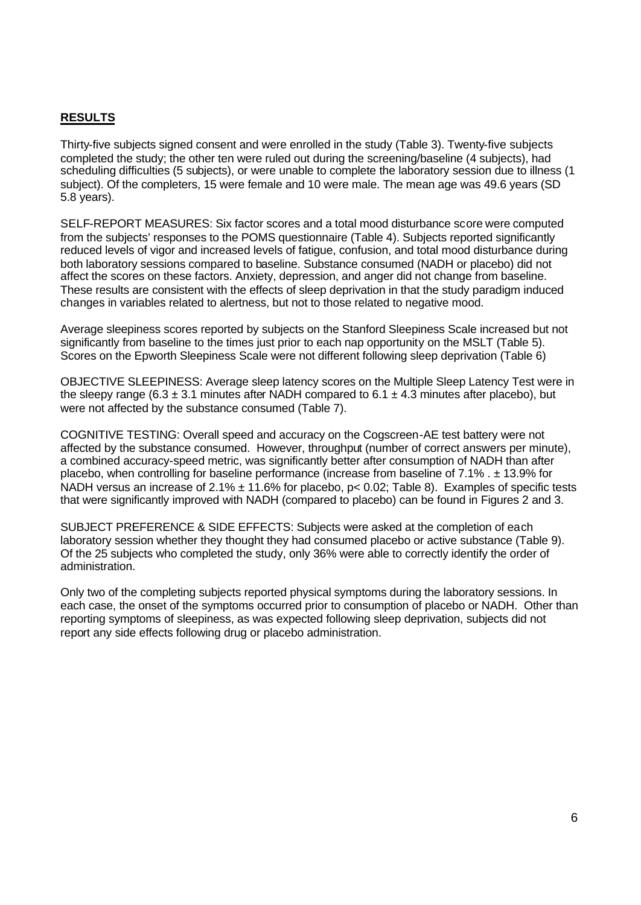## RESULTS

Thirty-five subjects signed consent and were enrolled in the study (Table 3). Twenty-five subjects completed the study; the other ten were ruled out during the screening/baseline (4 subjects), had scheduling difficulties (5 subjects), or were unable to complete the laboratory session due to illness (1 subject). Of the completers, 15 were female and 10 were male. The mean age was 49.6 years (SD 5.8 years).

SELF-REPORT MEASURES: Six factor scores and a total mood disturbance score were computed from the subjects' responses to the POMS questionnaire (Table 4). Subjects reported significantly reduced levels of vigor and increased levels of fatigue, confusion, and total mood disturbance during both laboratory sessions compared to baseline. Substance consumed (NADH or placebo) did not affect the scores on these factors. Anxiety, depression, and anger did not change from baseline. These results are consistent with the effects of sleep deprivation in that the study paradigm induced changes in variables related to alertness, but not to those related to negative mood.

Average sleepiness scores reported by subjects on the Stanford Sleepiness Scale increased but not significantly from baseline to the times just prior to each nap opportunity on the MSLT (Table 5). Scores on the Epworth Sleepiness Scale were not different following sleep deprivation (Table 6)

OBJECTIVE SLEEPINESS: Average sleep latency scores on the Multiple Sleep Latency Test were in the sleepy range ($6.3 \pm 3.1$ minutes after NADH compared to $6.1 \pm 4.3$ minutes after placebo), but were not affected by the substance consumed (Table 7).

COGNITIVE TESTING: Overall speed and accuracy on the Cogscreen-AE test battery were not affected by the substance consumed. However, throughput (number of correct answers per minute), a combined accuracy-speed metric, was significantly better after consumption of NADH than after placebo, when controlling for baseline performance (increase from baseline of 7.1% . ± 13.9% for NADH versus an increase of 2.1% ± 11.6% for placebo, $p < 0.02$; Table 8). Examples of specific tests that were significantly improved with NADH (compared to placebo) can be found in Figures 2 and 3.

SUBJECT PREFERENCE & SIDE EFFECTS: Subjects were asked at the completion of each laboratory session whether they thought they had consumed placebo or active substance (Table 9). Of the 25 subjects who completed the study, only 36% were able to correctly identify the order of administration.

Only two of the completing subjects reported physical symptoms during the laboratory sessions. In each case, the onset of the symptoms occurred prior to consumption of placebo or NADH. Other than reporting symptoms of sleepiness, as was expected following sleep deprivation, subjects did not report any side effects following drug or placebo administration.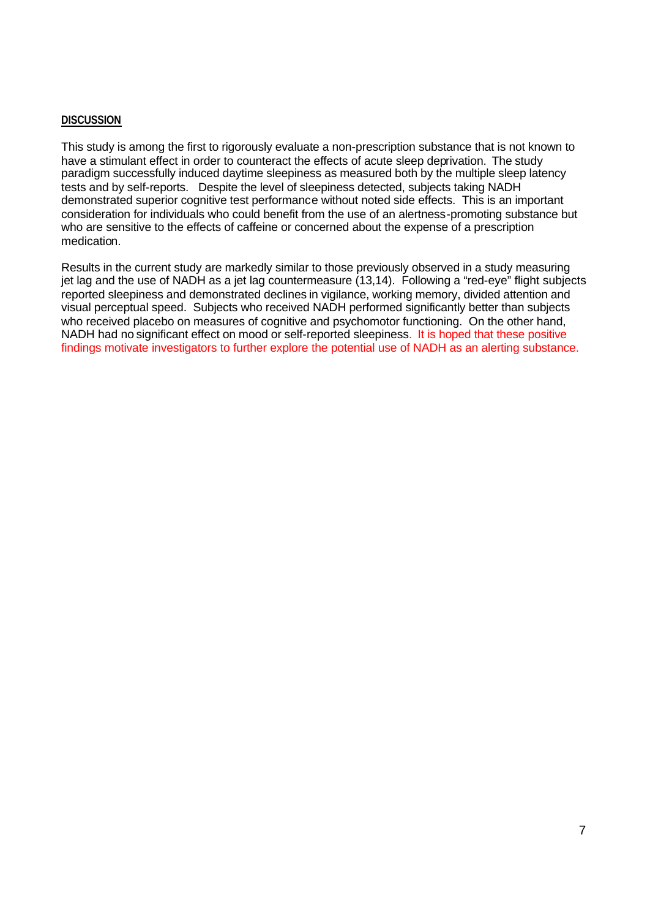## DISCUSSION

This study is among the first to rigorously evaluate a non-prescription substance that is not known to have a stimulant effect in order to counteract the effects of acute sleep deprivation. The study paradigm successfully induced daytime sleepiness as measured both by the multiple sleep latency tests and by self-reports. Despite the level of sleepiness detected, subjects taking NADH demonstrated superior cognitive test performance without noted side effects. This is an important consideration for individuals who could benefit from the use of an alertness-promoting substance but who are sensitive to the effects of caffeine or concerned about the expense of a prescription medication.

Results in the current study are markedly similar to those previously observed in a study measuring jet lag and the use of NADH as a jet lag countermeasure (13,14). Following a "red-eye" flight subjects reported sleepiness and demonstrated declines in vigilance, working memory, divided attention and visual perceptual speed. Subjects who received NADH performed significantly better than subjects who received placebo on measures of cognitive and psychomotor functioning. On the other hand, NADH had no significant effect on mood or self-reported sleepiness. It is hoped that these positive findings motivate investigators to further explore the potential use of NADH as an alerting substance.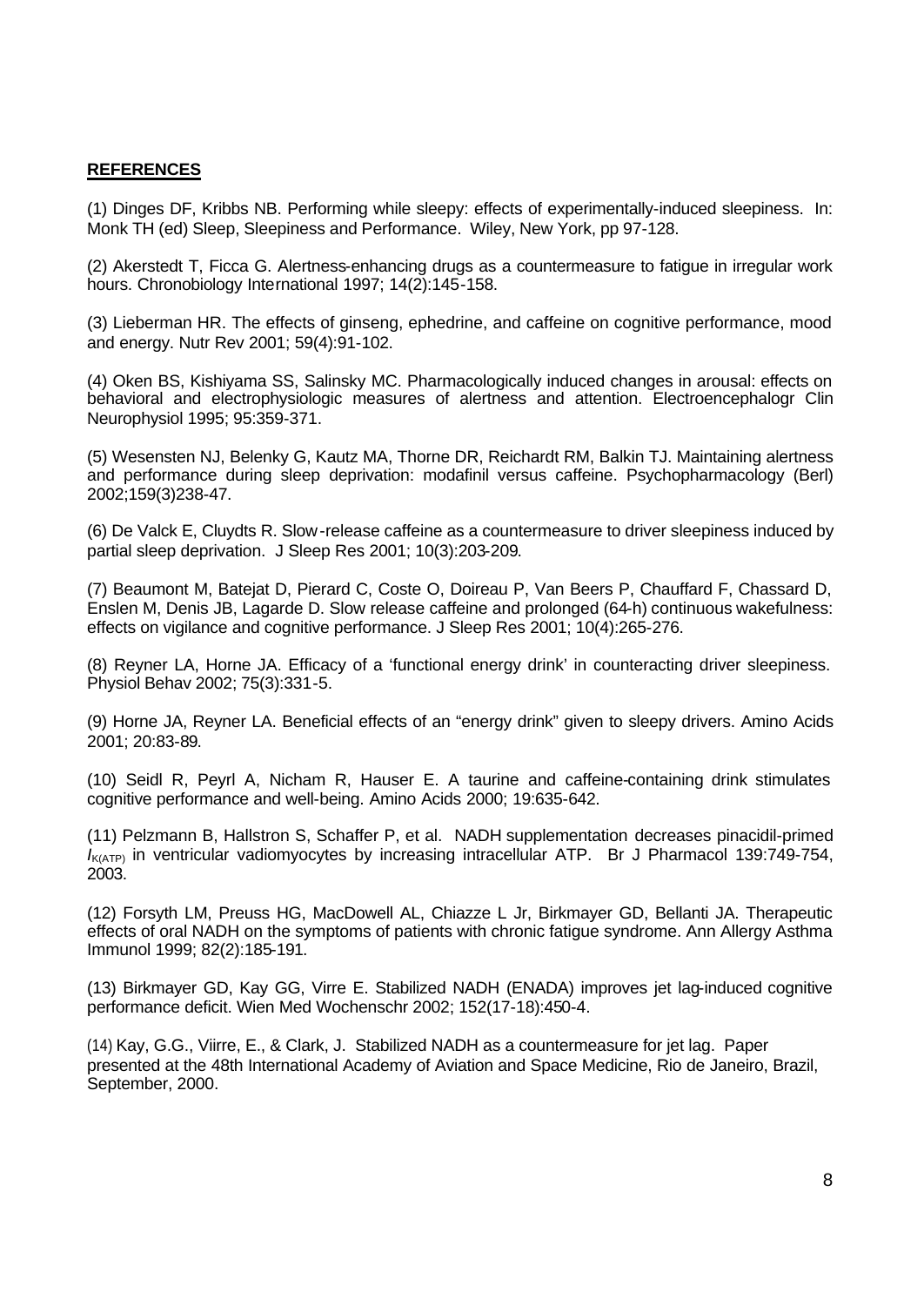**REFERENCES**

(1) Dinges DF, Kribbs NB. Performing while sleepy: effects of experimentally-induced sleepiness. In: Monk TH (ed) Sleep, Sleepiness and Performance. Wiley, New York, pp 97-128.

(2) Akerstedt T, Ficca G. Alertness-enhancing drugs as a countermeasure to fatigue in irregular work hours. Chronobiology International 1997; 14(2):145-158.

(3) Lieberman HR. The effects of ginseng, ephedrine, and caffeine on cognitive performance, mood and energy. Nutr Rev 2001; 59(4):91-102.

(4) Oken BS, Kishiyama SS, Salinsky MC. Pharmacologically induced changes in arousal: effects on behavioral and electrophysiologic measures of alertness and attention. Electroencephalogr Clin Neurophysiol 1995; 95:359-371.

(5) Wesensten NJ, Belenky G, Kautz MA, Thorne DR, Reichardt RM, Balkin TJ. Maintaining alertness and performance during sleep deprivation: modafinil versus caffeine. Psychopharmacology (Berl) 2002;159(3)238-47.

(6) De Valck E, Cluydts R. Slow-release caffeine as a countermeasure to driver sleepiness induced by partial sleep deprivation. J Sleep Res 2001; 10(3):203-209.

(7) Beaumont M, Batejat D, Pierard C, Coste O, Doireau P, Van Beers P, Chauffard F, Chassard D, Enslen M, Denis JB, Lagarde D. Slow release caffeine and prolonged (64-h) continuous wakefulness: effects on vigilance and cognitive performance. J Sleep Res 2001; 10(4):265-276.

(8) Reyner LA, Horne JA. Efficacy of a 'functional energy drink' in counteracting driver sleepiness. Physiol Behav 2002; 75(3):331-5.

(9) Horne JA, Reyner LA. Beneficial effects of an "energy drink" given to sleepy drivers. Amino Acids 2001; 20:83-89.

(10) Seidl R, Peyrl A, Nicham R, Hauser E. A taurine and caffeine-containing drink stimulates cognitive performance and well-being. Amino Acids 2000; 19:635-642.

(11) Pelzmann B, Hallstron S, Schaffer P, et al. NADH supplementation decreases pinacidil-primed $I_{K(ATP)}$ in ventricular vadiomyocytes by increasing intracellular ATP. Br J Pharmacol 139:749-754, 2003.

(12) Forsyth LM, Preuss HG, MacDowell AL, Chiazze L Jr, Birkmayer GD, Bellanti JA. Therapeutic effects of oral NADH on the symptoms of patients with chronic fatigue syndrome. Ann Allergy Asthma Immunol 1999; 82(2):185-191.

(13) Birkmayer GD, Kay GG, Virre E. Stabilized NADH (ENADA) improves jet lag-induced cognitive performance deficit. Wien Med Wochenschr 2002; 152(17-18):450-4.

(14) Kay, G.G., Viirre, E., & Clark, J. Stabilized NADH as a countermeasure for jet lag. Paper presented at the 48th International Academy of Aviation and Space Medicine, Rio de Janeiro, Brazil, September, 2000.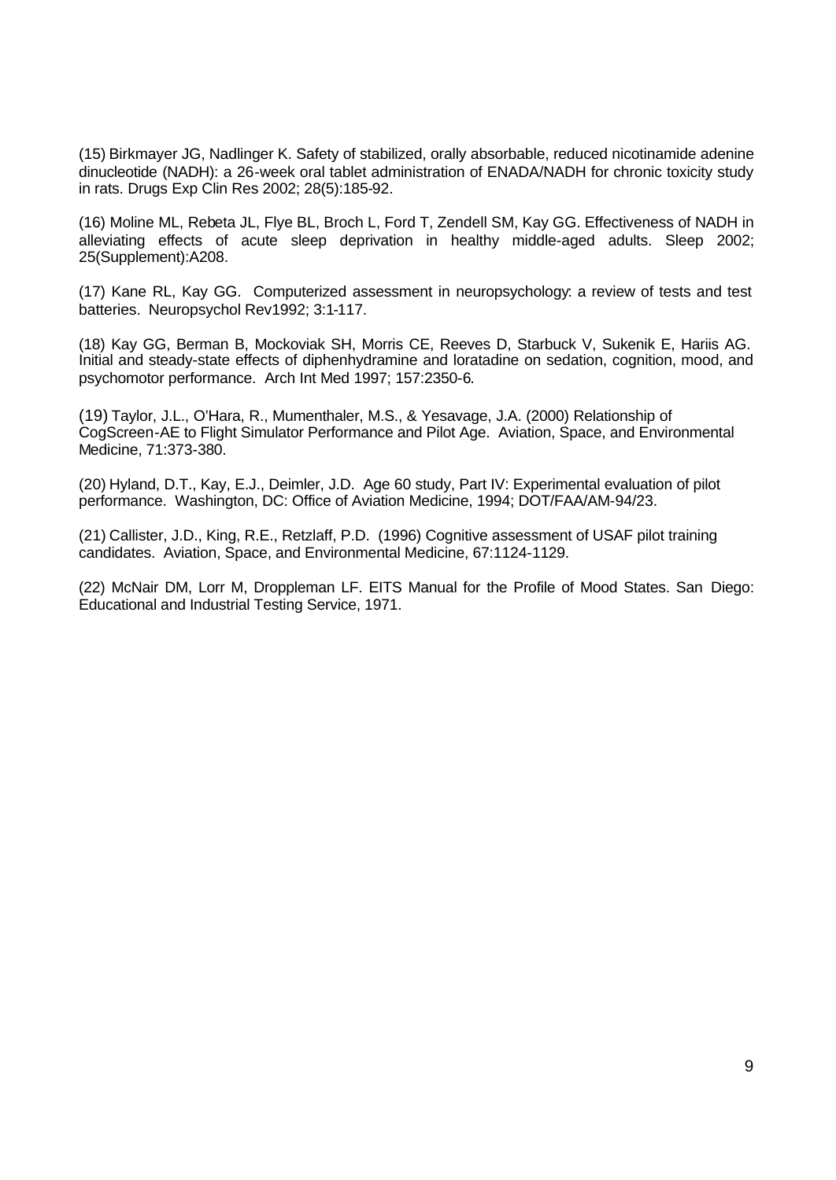(15) Birkmayer JG, Nadlinger K. Safety of stabilized, orally absorbable, reduced nicotinamide adenine dinucleotide (NADH): a 26-week oral tablet administration of ENADA/NADH for chronic toxicity study in rats. Drugs Exp Clin Res 2002; 28(5):185-92.

(16) Moline ML, Rebeta JL, Flye BL, Broch L, Ford T, Zendell SM, Kay GG. Effectiveness of NADH in alleviating effects of acute sleep deprivation in healthy middle-aged adults. Sleep 2002; 25(Supplement):A208.

(17) Kane RL, Kay GG. Computerized assessment in neuropsychology: a review of tests and test batteries. Neuropsychol Rev1992; 3:1-117.

(18) Kay GG, Berman B, Mockoviak SH, Morris CE, Reeves D, Starbuck V, Sukenik E, Hariis AG. Initial and steady-state effects of diphenhydramine and loratadine on sedation, cognition, mood, and psychomotor performance. Arch Int Med 1997; 157:2350-6.

(19) Taylor, J.L., O'Hara, R., Mumenthaler, M.S., & Yesavage, J.A. (2000) Relationship of CogScreen-AE to Flight Simulator Performance and Pilot Age. Aviation, Space, and Environmental Medicine, 71:373-380.

(20) Hyland, D.T., Kay, E.J., Deimler, J.D. Age 60 study, Part IV: Experimental evaluation of pilot performance. Washington, DC: Office of Aviation Medicine, 1994; DOT/FAA/AM-94/23.

(21) Callister, J.D., King, R.E., Retzlaff, P.D. (1996) Cognitive assessment of USAF pilot training candidates. Aviation, Space, and Environmental Medicine, 67:1124-1129.

(22) McNair DM, Lorr M, Droppleman LF. EITS Manual for the Profile of Mood States. San Diego: Educational and Industrial Testing Service, 1971.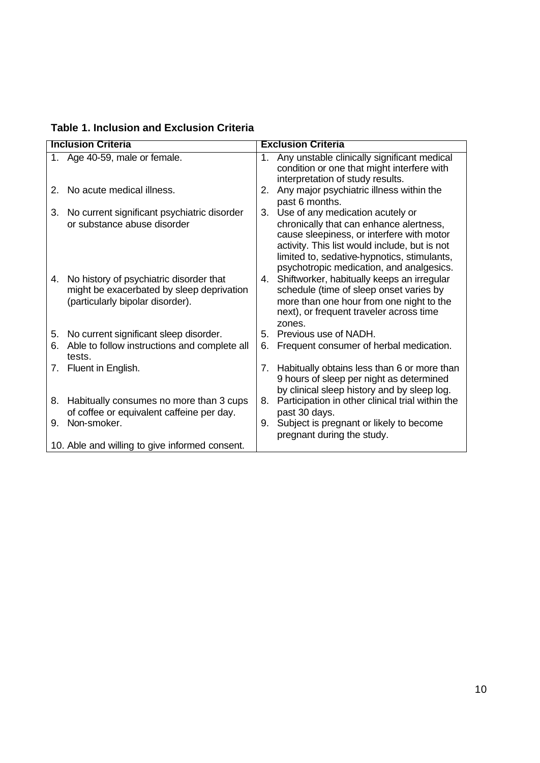**Table 1. Inclusion and Exclusion Criteria**

| Inclusion Criteria | Exclusion Criteria |
|---|---|
| 1. Age 40-59, male or female. | 1. Any unstable clinically significant medical condition or one that might interfere with interpretation of study results. |
| 2. No acute medical illness. | 2. Any major psychiatric illness within the past 6 months. |
| 3. No current significant psychiatric disorder or substance abuse disorder | 3. Use of any medication acutely or chronically that can enhance alertness, cause sleepiness, or interfere with motor activity. This list would include, but is not limited to, sedative-hypnotics, stimulants, psychotropic medication, and analgesics. |
| 4. No history of psychiatric disorder that might be exacerbated by sleep deprivation (particularly bipolar disorder). | 4. Shiftworker, habitually keeps an irregular schedule (time of sleep onset varies by more than one hour from one night to the next), or frequent traveler across time zones. |
| 5. No current significant sleep disorder. | 5. Previous use of NADH. |
| 6. Able to follow instructions and complete all tests. | 6. Frequent consumer of herbal medication. |
| 7. Fluent in English. | 7. Habitually obtains less than 6 or more than 9 hours of sleep per night as determined by clinical sleep history and by sleep log. |
| 8. Habitually consumes no more than 3 cups of coffee or equivalent caffeine per day. | 8. Participation in other clinical trial within the past 30 days. |
| 9. Non-smoker. | 9. Subject is pregnant or likely to become pregnant during the study. |
| 10. Able and willing to give informed consent. | |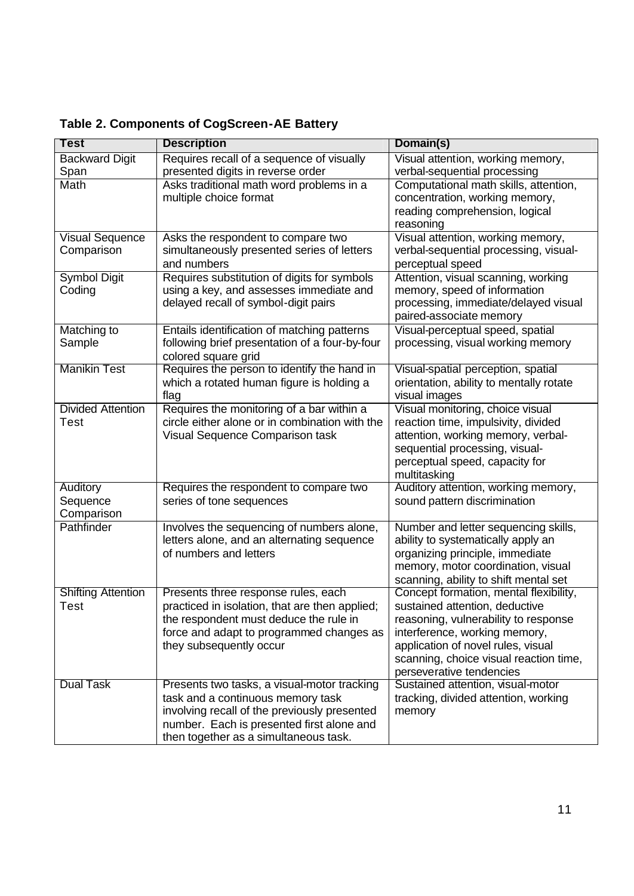**Table 2. Components of CogScreen-AE Battery**

| Test | Description | Domain(s) |
|---|---|---|
| Backward Digit Span | Requires recall of a sequence of visually presented digits in reverse order | Visual attention, working memory, verbal-sequential processing |
| Math | Asks traditional math word problems in a multiple choice format | Computational math skills, attention, concentration, working memory, reading comprehension, logical reasoning |
| Visual Sequence Comparison | Asks the respondent to compare two simultaneously presented series of letters and numbers | Visual attention, working memory, verbal-sequential processing, visual-perceptual speed |
| Symbol Digit Coding | Requires substitution of digits for symbols using a key, and assesses immediate and delayed recall of symbol-digit pairs | Attention, visual scanning, working memory, speed of information processing, immediate/delayed visual paired-associate memory |
| Matching to Sample | Entails identification of matching patterns following brief presentation of a four-by-four colored square grid | Visual-perceptual speed, spatial processing, visual working memory |
| Manikin Test | Requires the person to identify the hand in which a rotated human figure is holding a flag | Visual-spatial perception, spatial orientation, ability to mentally rotate visual images |
| Divided Attention Test | Requires the monitoring of a bar within a circle either alone or in combination with the Visual Sequence Comparison task | Visual monitoring, choice visual reaction time, impulsivity, divided attention, working memory, verbal-sequential processing, visual-perceptual speed, capacity for multitasking |
| Auditory Sequence Comparison | Requires the respondent to compare two series of tone sequences | Auditory attention, working memory, sound pattern discrimination |
| Pathfinder | Involves the sequencing of numbers alone, letters alone, and an alternating sequence of numbers and letters | Number and letter sequencing skills, ability to systematically apply an organizing principle, immediate memory, motor coordination, visual scanning, ability to shift mental set |
| Shifting Attention Test | Presents three response rules, each practiced in isolation, that are then applied; the respondent must deduce the rule in force and adapt to programmed changes as they subsequently occur | Concept formation, mental flexibility, sustained attention, deductive reasoning, vulnerability to response interference, working memory, application of novel rules, visual scanning, choice visual reaction time, perseverative tendencies |
| Dual Task | Presents two tasks, a visual-motor tracking task and a continuous memory task involving recall of the previously presented number. Each is presented first alone and then together as a simultaneous task. | Sustained attention, visual-motor tracking, divided attention, working memory |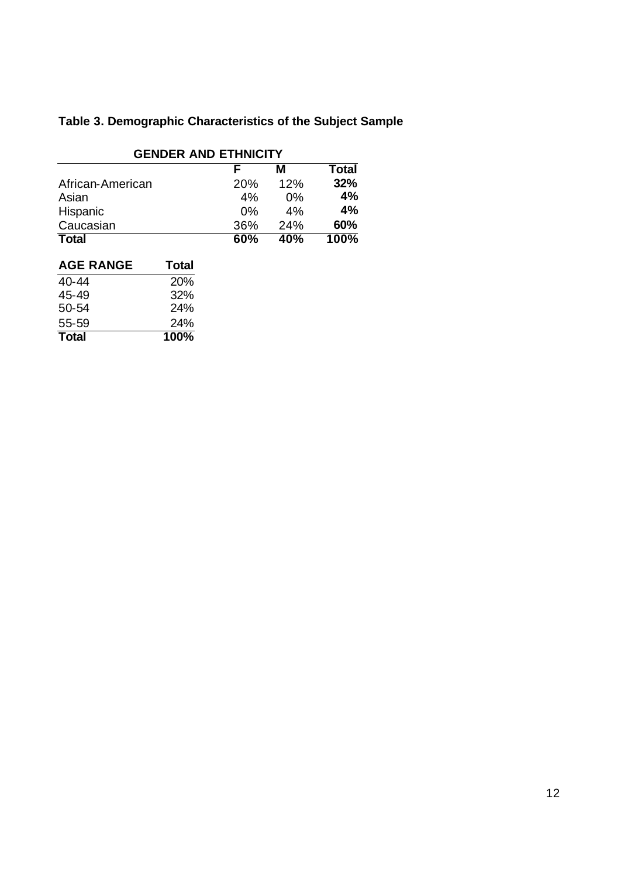**Table 3. Demographic Characteristics of the Subject Sample**

**GENDER AND ETHNICITY**

| | F | M | Total |
|---|---|---|---|
| African-American | 20% | 12% | **32%** |
| Asian | 4% | 0% | **4%** |
| Hispanic | 0% | 4% | **4%** |
| Caucasian | 36% | 24% | **60%** |
| **Total** | **60%** | **40%** | **100%** |

| AGE RANGE | Total |
|---|---|
| 40-44 | 20% |
| 45-49 | 32% |
| 50-54 | 24% |
| 55-59 | 24% |
| **Total** | **100%** |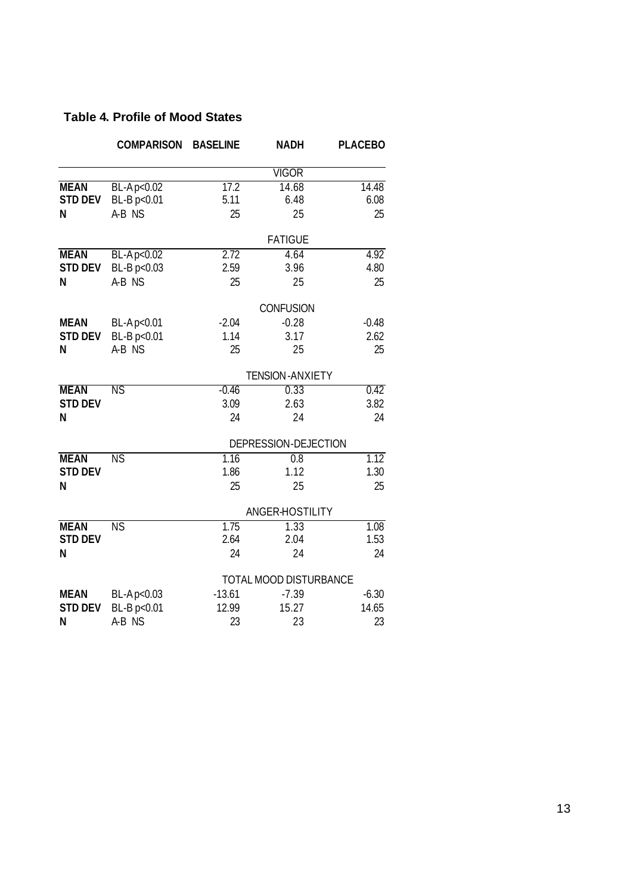**Table 4. Profile of Mood States**

| | COMPARISON | BASELINE | NADH | PLACEBO |
|---|---|---|---|---|
| | | | VIGOR | |
| **MEAN** | BL-A p<0.02 | 17.2 | 14.68 | 14.48 |
| **STD DEV** | BL-B p<0.01 | 5.11 | 6.48 | 6.08 |
| **N** | A-B NS | 25 | 25 | 25 |
| | | | FATIGUE | |
| **MEAN** | BL-A p<0.02 | 2.72 | 4.64 | 4.92 |
| **STD DEV** | BL-B p<0.03 | 2.59 | 3.96 | 4.80 |
| **N** | A-B NS | 25 | 25 | 25 |
| | | | CONFUSION | |
| **MEAN** | BL-A p<0.01 | -2.04 | -0.28 | -0.48 |
| **STD DEV** | BL-B p<0.01 | 1.14 | 3.17 | 2.62 |
| **N** | A-B NS | 25 | 25 | 25 |
| | | | TENSION-ANXIETY | |
| **MEAN** | NS | -0.46 | 0.33 | 0.42 |
| **STD DEV** | | 3.09 | 2.63 | 3.82 |
| **N** | | 24 | 24 | 24 |
| | | | DEPRESSION-DEJECTION | |
| **MEAN** | NS | 1.16 | 0.8 | 1.12 |
| **STD DEV** | | 1.86 | 1.12 | 1.30 |
| **N** | | 25 | 25 | 25 |
| | | | ANGER-HOSTILITY | |
| **MEAN** | NS | 1.75 | 1.33 | 1.08 |
| **STD DEV** | | 2.64 | 2.04 | 1.53 |
| **N** | | 24 | 24 | 24 |
| | | | TOTAL MOOD DISTURBANCE | |
| **MEAN** | BL-A p<0.03 | -13.61 | -7.39 | -6.30 |
| **STD DEV** | BL-B p<0.01 | 12.99 | 15.27 | 14.65 |
| **N** | A-B NS | 23 | 23 | 23 |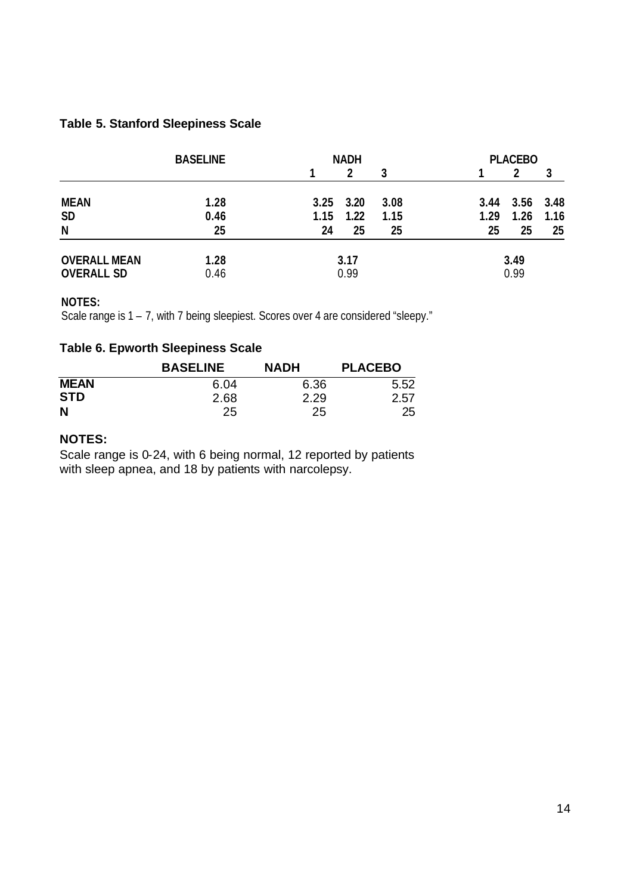### Table 5. Stanford Sleepiness Scale

| | BASELINE | NADH | | | PLACEBO | | |
|---|---|---|---|---|---|---|---|
| | | 1 | 2 | 3 | 1 | 2 | 3 |
| **MEAN** | 1.28 | 3.25 | 3.20 | 3.08 | 3.44 | 3.56 | 3.48 |
| **SD** | 0.46 | 1.15 | 1.22 | 1.15 | 1.29 | 1.26 | 1.16 |
| **N** | 25 | 24 | 25 | 25 | 25 | 25 | 25 |
| **OVERALL MEAN** | 1.28 | | 3.17 | | | 3.49 | |
| **OVERALL SD** | 0.46 | | 0.99 | | | 0.99 | |

**NOTES:**
Scale range is 1 – 7, with 7 being sleepiest. Scores over 4 are considered "sleepy."

### Table 6. Epworth Sleepiness Scale

| | BASELINE | NADH | PLACEBO |
|---|---|---|---|
| **MEAN** | 6.04 | 6.36 | 5.52 |
| **STD** | 2.68 | 2.29 | 2.57 |
| **N** | 25 | 25 | 25 |

**NOTES:**
Scale range is 0-24, with 6 being normal, 12 reported by patients with sleep apnea, and 18 by patients with narcolepsy.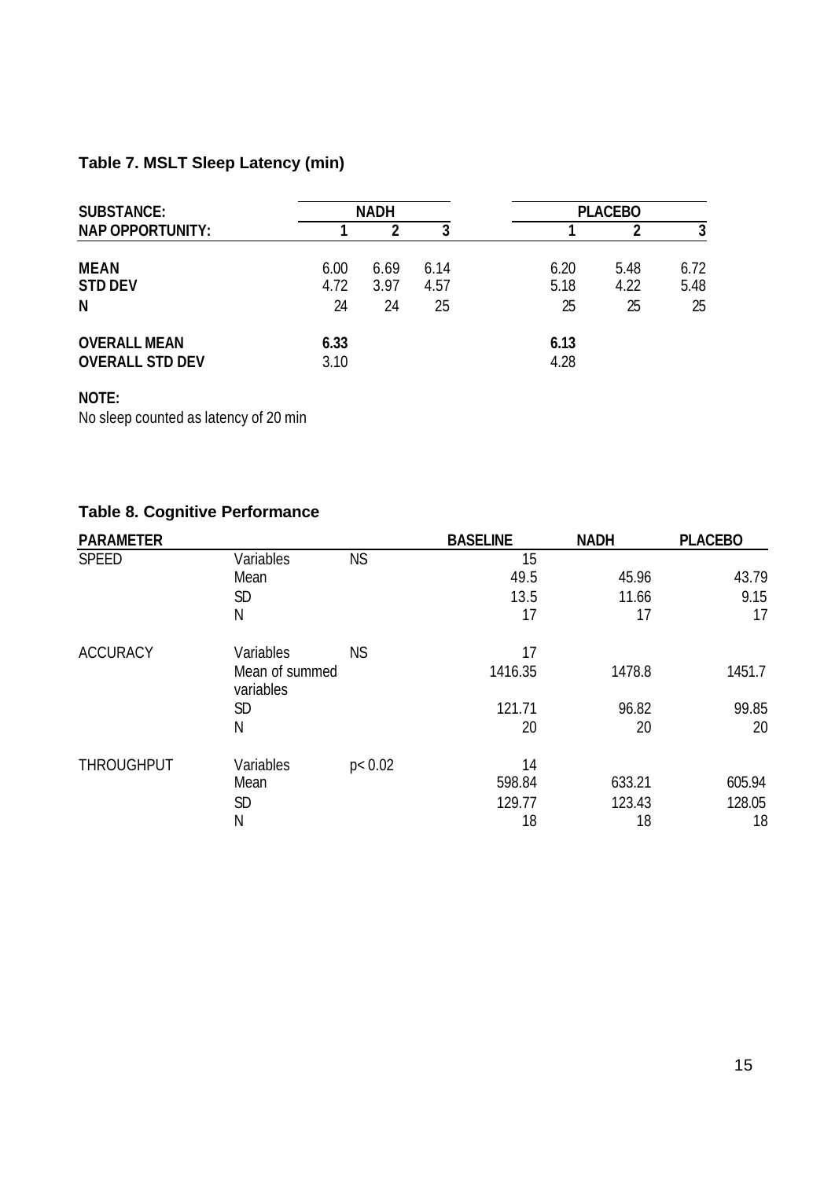### Table 7. MSLT Sleep Latency (min)

| SUBSTANCE: | NADH | | | PLACEBO | | |
|---|---|---|---|---|---|---|
| NAP OPPORTUNITY: | 1 | 2 | 3 | 1 | 2 | 3 |
| **MEAN** | 6.00 | 6.69 | 6.14 | 6.20 | 5.48 | 6.72 |
| **STD DEV** | 4.72 | 3.97 | 4.57 | 5.18 | 4.22 | 5.48 |
| **N** | 24 | 24 | 25 | 25 | 25 | 25 |
| **OVERALL MEAN** | **6.33** | | | **6.13** | | |
| **OVERALL STD DEV** | 3.10 | | | 4.28 | | |

**NOTE:**
No sleep counted as latency of 20 min

### Table 8. Cognitive Performance

| PARAMETER | | | BASELINE | NADH | PLACEBO |
|---|---|---|---|---|---|
| SPEED | Variables | NS | 15 | | |
| | Mean | | 49.5 | 45.96 | 43.79 |
| | SD | | 13.5 | 11.66 | 9.15 |
| | N | | 17 | 17 | 17 |
| ACCURACY | Variables | NS | 17 | | |
| | Mean of summed variables | | 1416.35 | 1478.8 | 1451.7 |
| | SD | | 121.71 | 96.82 | 99.85 |
| | N | | 20 | 20 | 20 |
| THROUGHPUT | Variables | $p < 0.02$ | 14 | | |
| | Mean | | 598.84 | 633.21 | 605.94 |
| | SD | | 129.77 | 123.43 | 128.05 |
| | N | | 18 | 18 | 18 |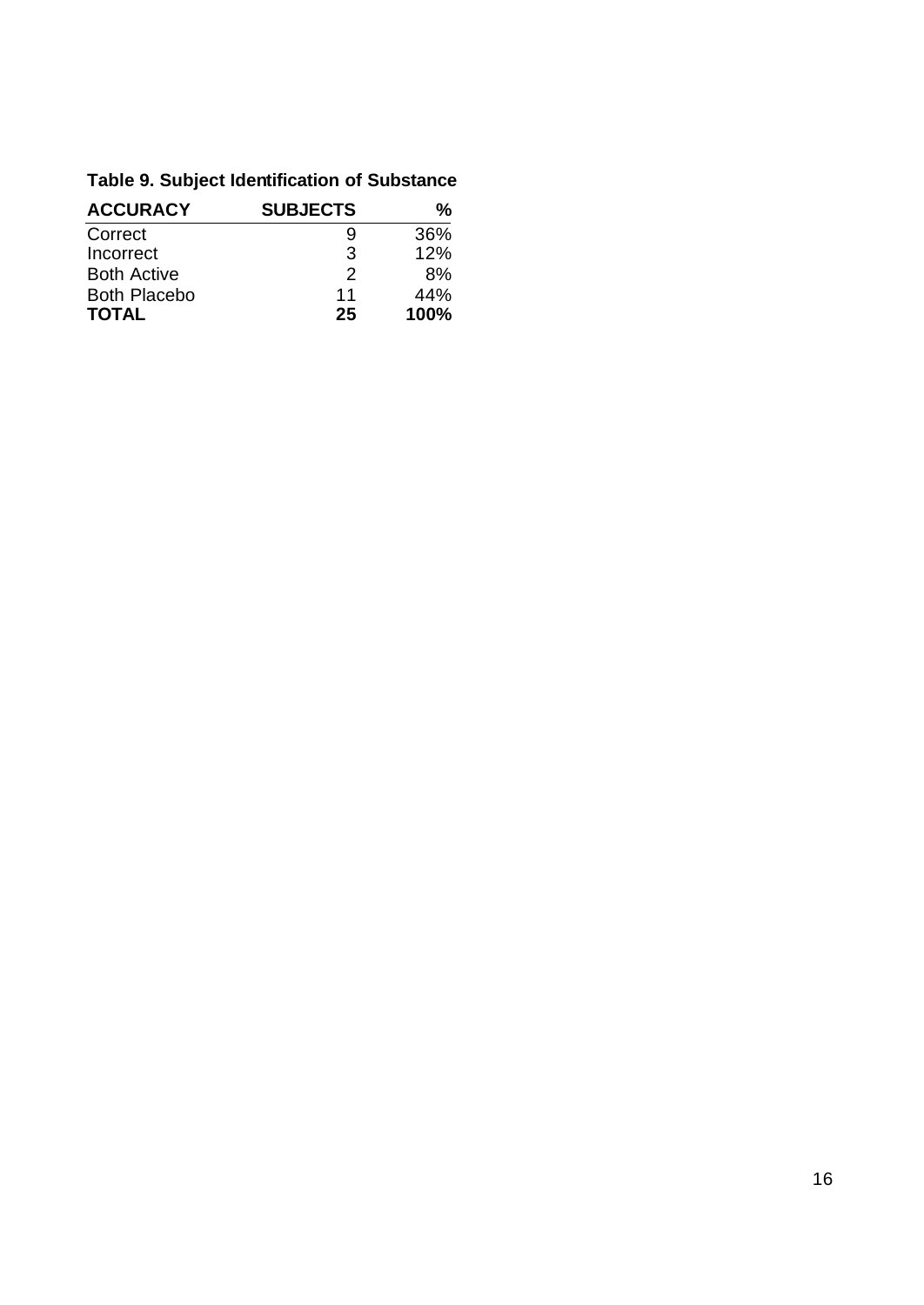**Table 9. Subject Identification of Substance**

| ACCURACY | SUBJECTS | % |
|---|---|---|
| Correct | 9 | 36% |
| Incorrect | 3 | 12% |
| Both Active | 2 | 8% |
| Both Placebo | 11 | 44% |
| **TOTAL** | **25** | **100%** |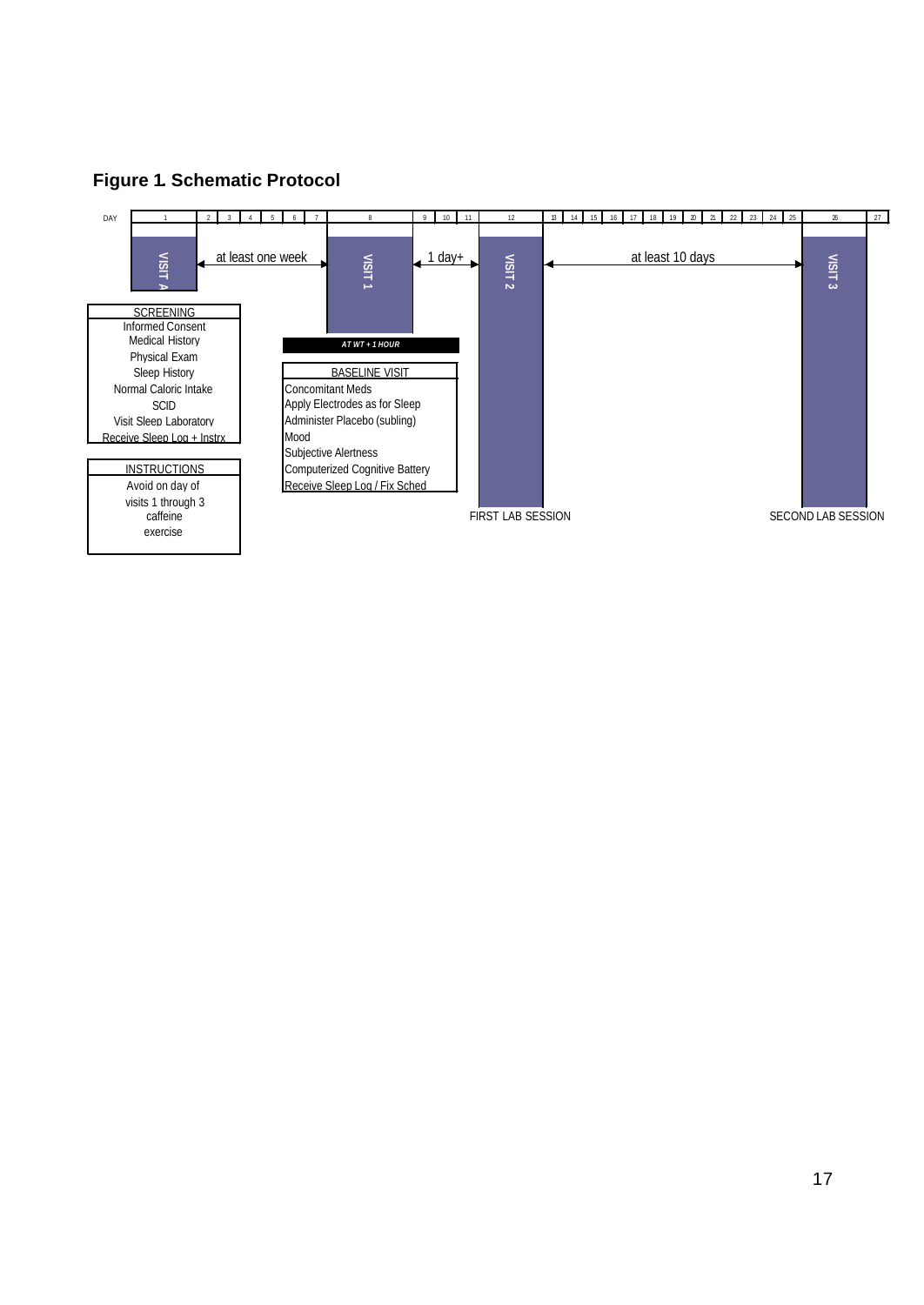# Figure 1. Schematic Protocol

| DAY | 1 | 2 | 3 | 4 | 5 | 6 | 7 | 8 | 9 | 10 | 11 | 12 | 13 | 14 | 15 | 16 | 17 | 18 | 19 | 20 | 21 | 22 | 23 | 24 | 25 | 26 | 27 |
|---|---|---|---|---|---|---|---|---|---|---|---|---|---|---|---|---|---|---|---|---|---|---|---|---|---|---|---|

VISIT A ← at least one week → VISIT 1 ← 1 day+ → VISIT 2 ← at least 10 days → VISIT 3

**SCREENING**
- Informed Consent
- Medical History
- Physical Exam
- Sleep History
- Normal Caloric Intake
- SCID
- Visit Sleep Laboratory
- Receive Sleep Log + Instrx

**INSTRUCTIONS**

Avoid on day of visits 1 through 3
- caffeine
- exercise

*AT WT + 1 HOUR*

**BASELINE VISIT**
- Concomitant Meds
- Apply Electrodes as for Sleep
- Administer Placebo (subling)
- Mood
- Subjective Alertness
- Computerized Cognitive Battery
- Receive Sleep Log / Fix Sched

FIRST LAB SESSION

SECOND LAB SESSION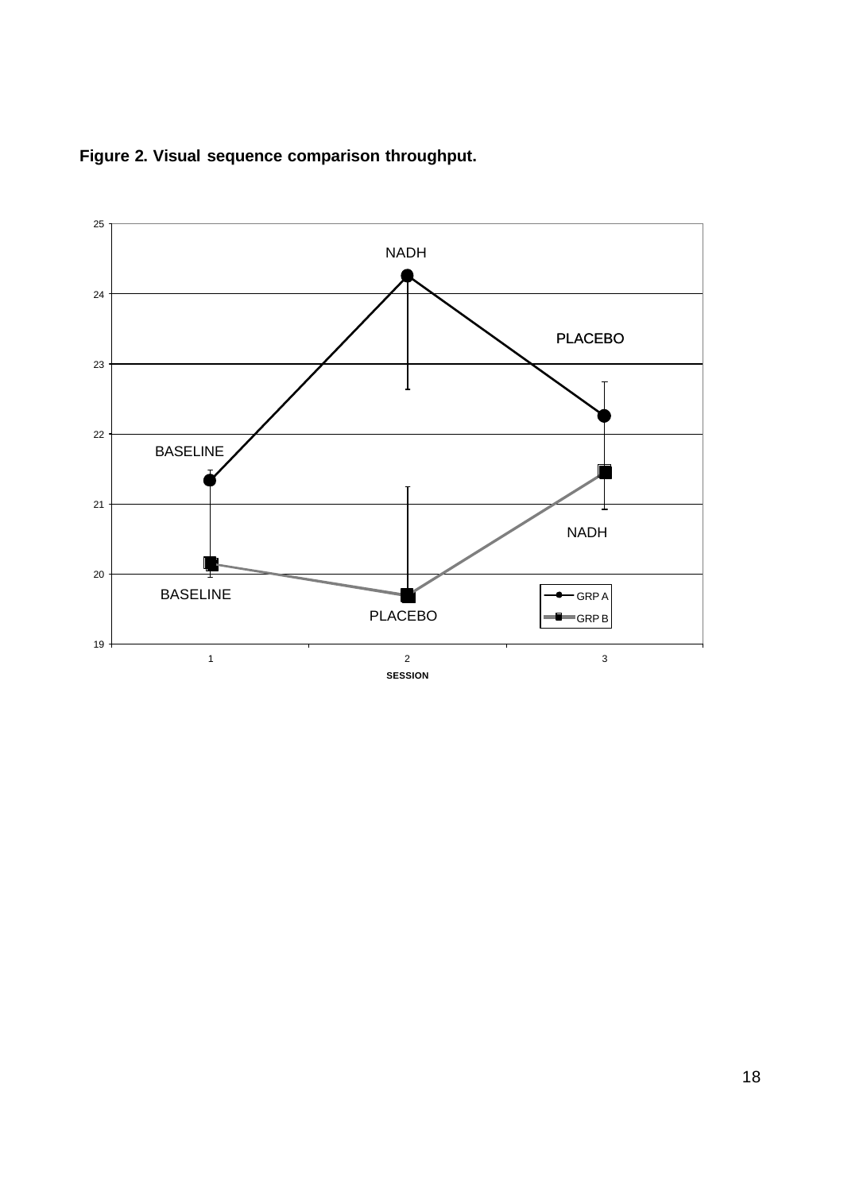**Figure 2. Visual sequence comparison throughput.**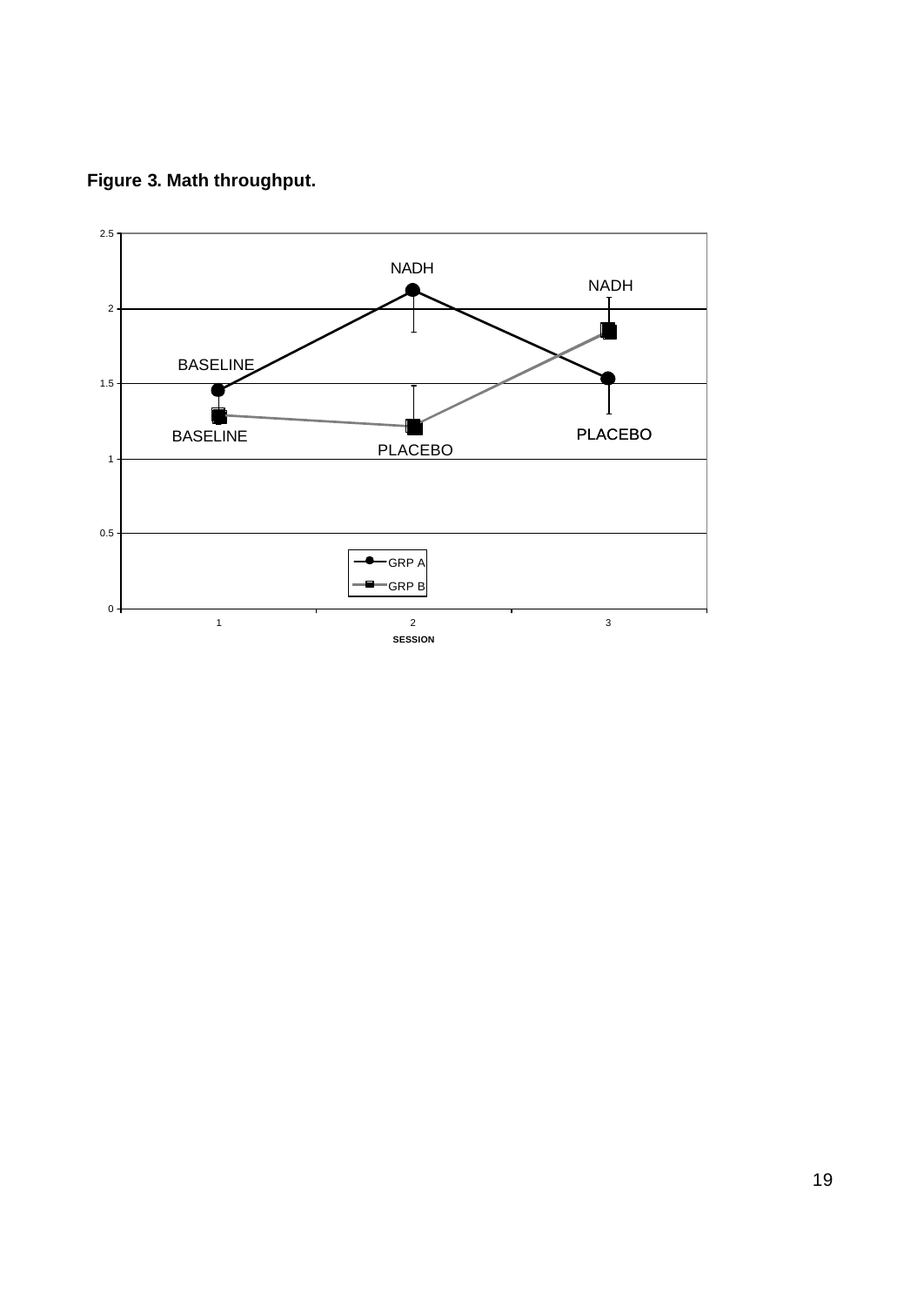**Figure 3. Math throughput.**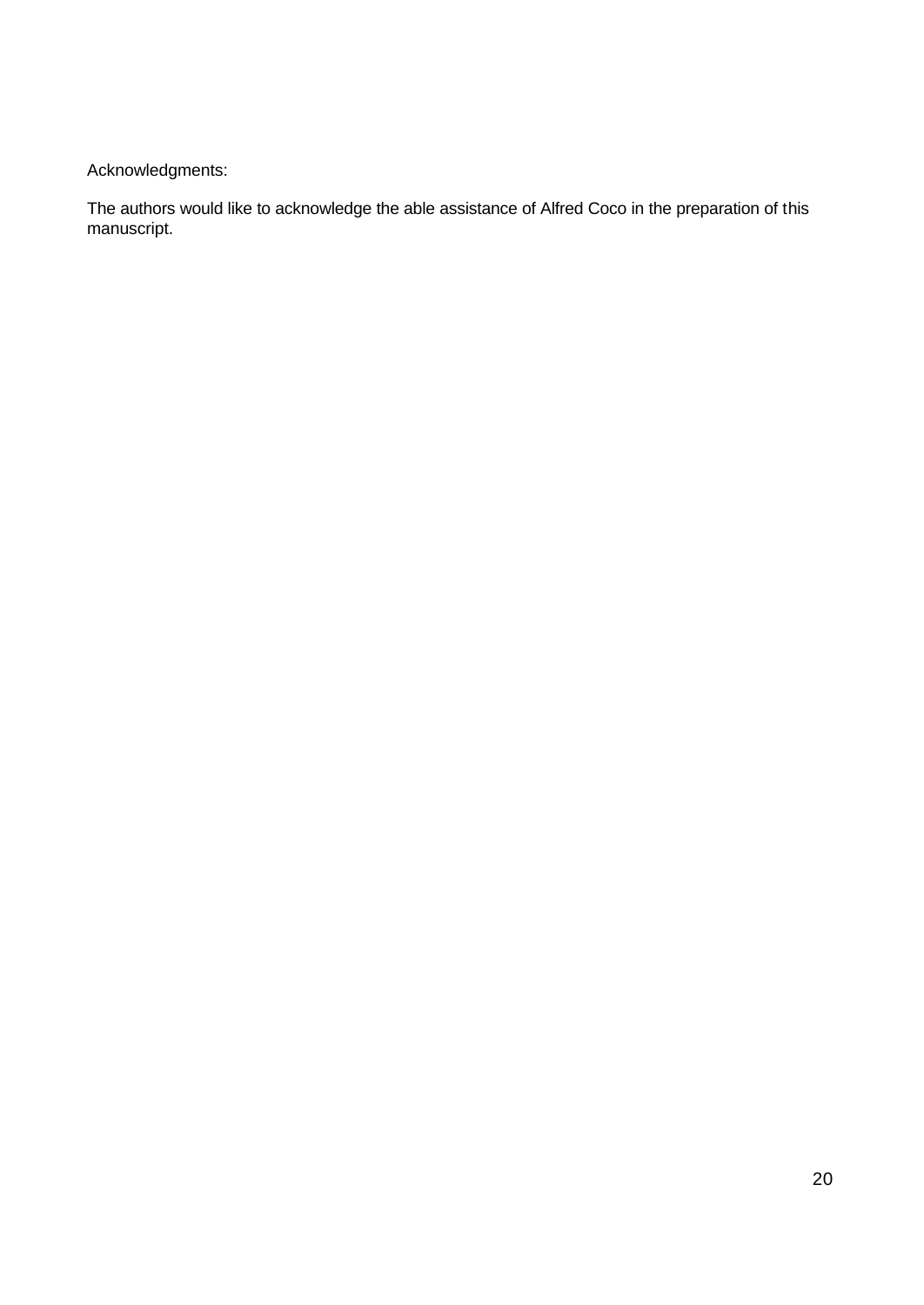Acknowledgments:

The authors would like to acknowledge the able assistance of Alfred Coco in the preparation of this manuscript.